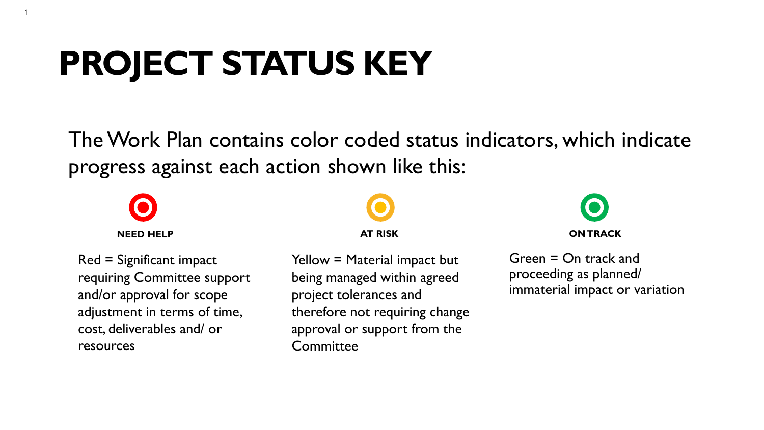# PROJECT STATUS KEY

The Work Plan contains color coded status indicators, which indicate progress against each action shown like this:

**NEED HELP**

Red = Significant impact requiring Committee support and/or approval for scope adjustment in terms of time, cost, deliverables and/ or resources

**AT RISK**

Yellow = Material impact but being managed within agreed project tolerances and therefore not requiring change approval or support from the Committee

**ON TRACK**

Green = On track and proceeding as planned/ immaterial impact or variation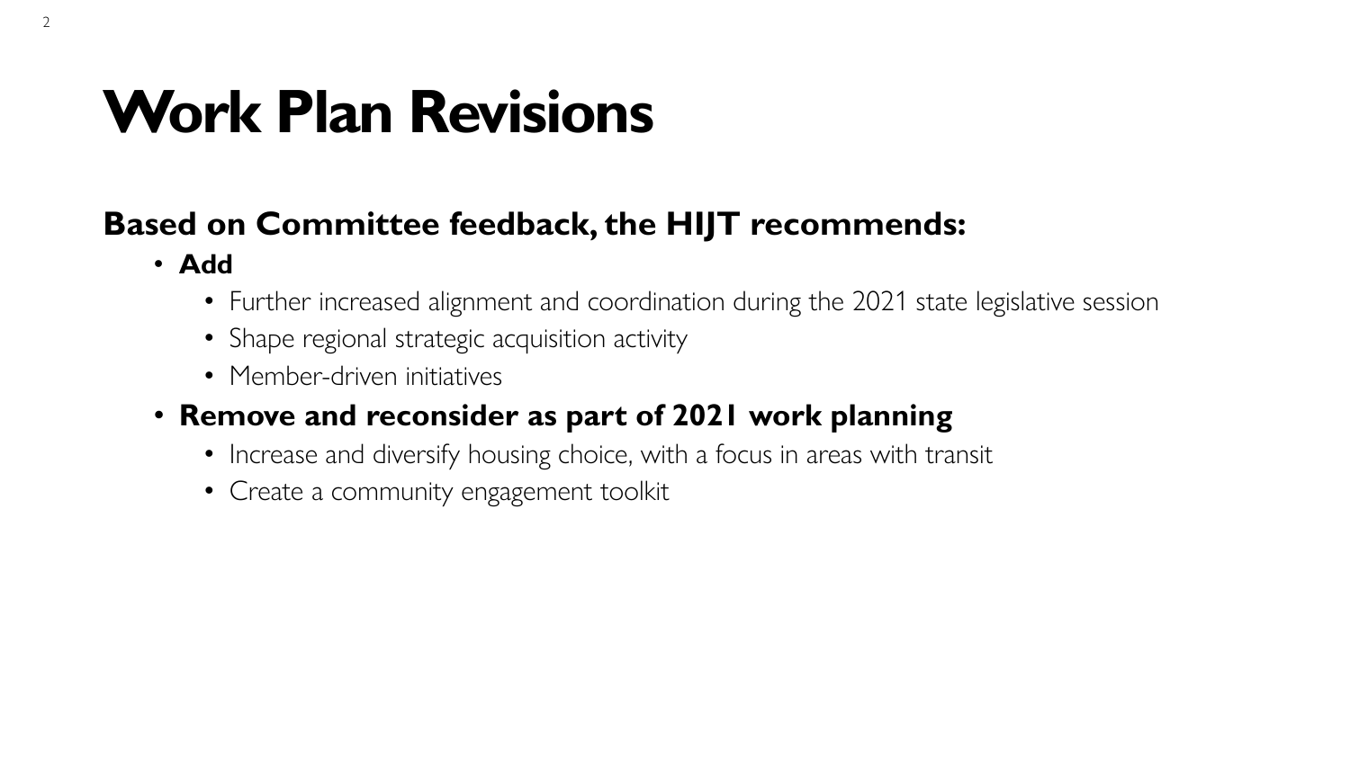# Work Plan Revisions

**Based on Committee feedback, the HIJT recommends:**

- **Add**
  - Further increased alignment and coordination during the 2021 state legislative session
  - Shape regional strategic acquisition activity
  - Member-driven initiatives
- **Remove and reconsider as part of 2021 work planning**
  - Increase and diversify housing choice, with a focus in areas with transit
  - Create a community engagement toolkit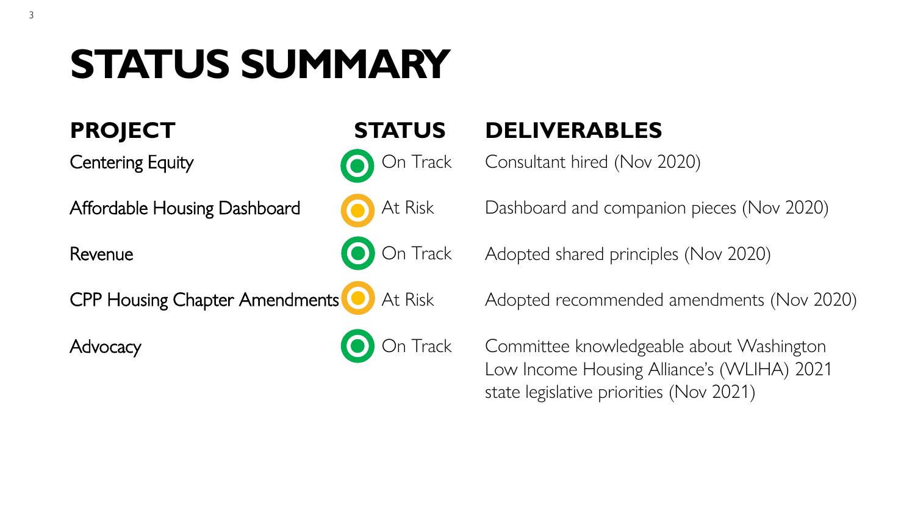# STATUS SUMMARY

| PROJECT | STATUS | DELIVERABLES |
|---|---|---|
| Centering Equity | On Track | Consultant hired (Nov 2020) |
| Affordable Housing Dashboard | At Risk | Dashboard and companion pieces (Nov 2020) |
| Revenue | On Track | Adopted shared principles (Nov 2020) |
| CPP Housing Chapter Amendments | At Risk | Adopted recommended amendments (Nov 2020) |
| Advocacy | On Track | Committee knowledgeable about Washington Low Income Housing Alliance's (WLIHA) 2021 state legislative priorities (Nov 2021) |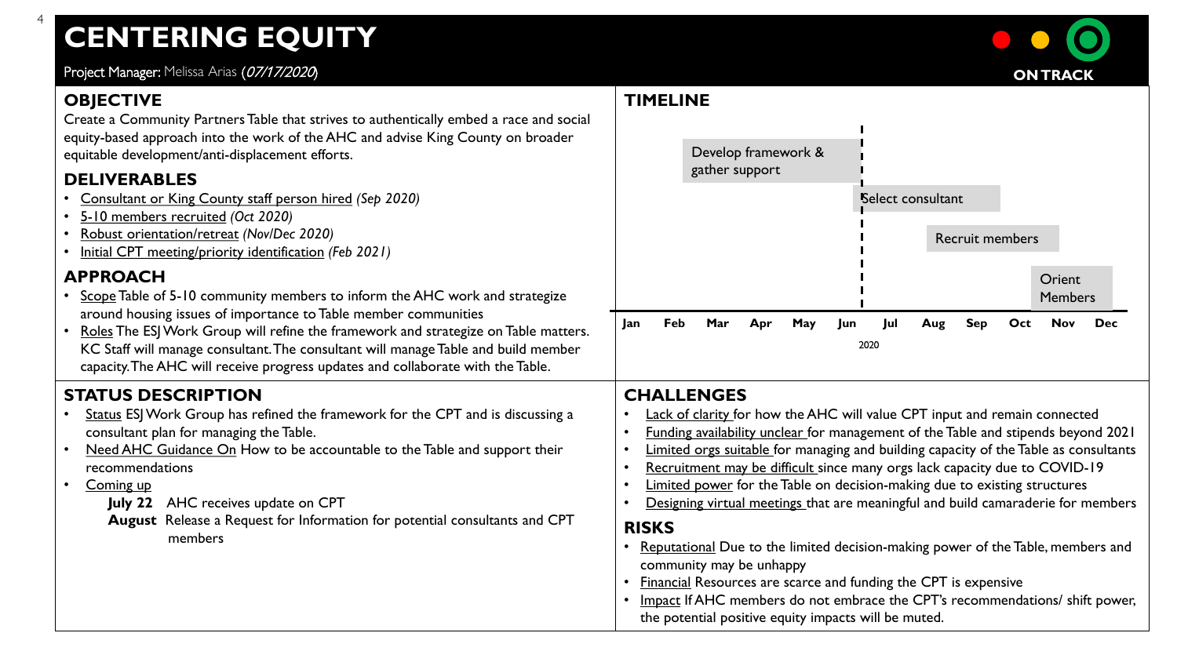# CENTERING EQUITY

Project Manager: Melissa Arias (*07/17/2020*)

ON TRACK

## OBJECTIVE

Create a Community Partners Table that strives to authentically embed a race and social equity-based approach into the work of the AHC and advise King County on broader equitable development/anti-displacement efforts.

## DELIVERABLES

- Consultant or King County staff person hired *(Sep 2020)*
- 5-10 members recruited *(Oct 2020)*
- Robust orientation/retreat *(Nov/Dec 2020)*
- Initial CPT meeting/priority identification *(Feb 2021)*

## APPROACH

- Scope Table of 5-10 community members to inform the AHC work and strategize around housing issues of importance to Table member communities
- Roles The ESJ Work Group will refine the framework and strategize on Table matters. KC Staff will manage consultant. The consultant will manage Table and build member capacity. The AHC will receive progress updates and collaborate with the Table.

## TIMELINE

| Task | Period (2020) |
|---|---|
| Develop framework & gather support | Feb – Jun |
| Select consultant | Jun – Sep |
| Recruit members | Aug – Oct |
| Orient Members | Nov – Dec |

## STATUS DESCRIPTION

- Status ESJ Work Group has refined the framework for the CPT and is discussing a consultant plan for managing the Table.
- Need AHC Guidance On How to be accountable to the Table and support their recommendations
- Coming up
  - **July 22** AHC receives update on CPT
  - **August** Release a Request for Information for potential consultants and CPT members

## CHALLENGES

- Lack of clarity for how the AHC will value CPT input and remain connected
- Funding availability unclear for management of the Table and stipends beyond 2021
- Limited orgs suitable for managing and building capacity of the Table as consultants
- Recruitment may be difficult since many orgs lack capacity due to COVID-19
- Limited power for the Table on decision-making due to existing structures
- Designing virtual meetings that are meaningful and build camaraderie for members

## RISKS

- Reputational Due to the limited decision-making power of the Table, members and community may be unhappy
- Financial Resources are scarce and funding the CPT is expensive
- Impact If AHC members do not embrace the CPT's recommendations/ shift power, the potential positive equity impacts will be muted.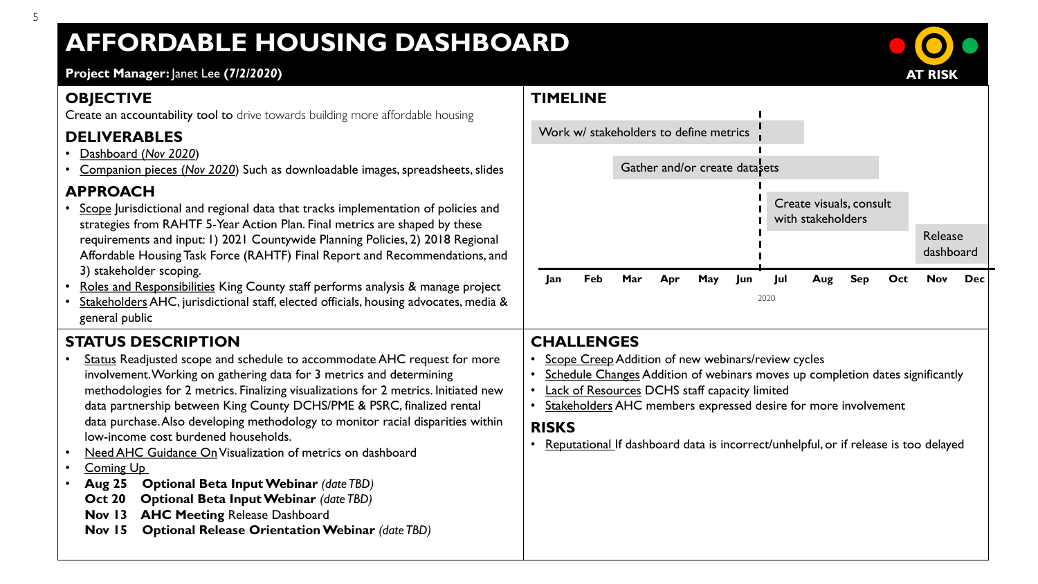# AFFORDABLE HOUSING DASHBOARD

**Project Manager:** Janet Lee **(7/2/2020)**

**AT RISK**

## OBJECTIVE

Create an accountability tool to drive towards building more affordable housing

## DELIVERABLES

- Dashboard (*Nov 2020*)
- Companion pieces (*Nov 2020*) Such as downloadable images, spreadsheets, slides

## APPROACH

- Scope Jurisdictional and regional data that tracks implementation of policies and strategies from RAHTF 5-Year Action Plan. Final metrics are shaped by these requirements and input: 1) 2021 Countywide Planning Policies, 2) 2018 Regional Affordable Housing Task Force (RAHTF) Final Report and Recommendations, and 3) stakeholder scoping.
- Roles and Responsibilities King County staff performs analysis & manage project
- Stakeholders AHC, jurisdictional staff, elected officials, housing advocates, media & general public

## TIMELINE

2020

| Task | Period |
|---|---|
| Work w/ stakeholders to define metrics | Jan – Jul |
| Gather and/or create datasets | Mar – Aug |
| Create visuals, consult with stakeholders | Jul – Sep |
| Release dashboard | Oct – Nov |

## STATUS DESCRIPTION

- Status Readjusted scope and schedule to accommodate AHC request for more involvement. Working on gathering data for 3 metrics and determining methodologies for 2 metrics. Finalizing visualizations for 2 metrics. Initiated new data partnership between King County DCHS/PME & PSRC, finalized rental data purchase. Also developing methodology to monitor racial disparities within low-income cost burdened households.
- Need AHC Guidance On Visualization of metrics on dashboard
- Coming Up
- **Aug 25 Optional Beta Input Webinar** *(date TBD)*
  **Oct 20 Optional Beta Input Webinar** *(date TBD)*
  **Nov 13 AHC Meeting** Release Dashboard
  **Nov 15 Optional Release Orientation Webinar** *(date TBD)*

## CHALLENGES

- Scope Creep Addition of new webinars/review cycles
- Schedule Changes Addition of webinars moves up completion dates significantly
- Lack of Resources DCHS staff capacity limited
- Stakeholders AHC members expressed desire for more involvement

## RISKS

- Reputational If dashboard data is incorrect/unhelpful, or if release is too delayed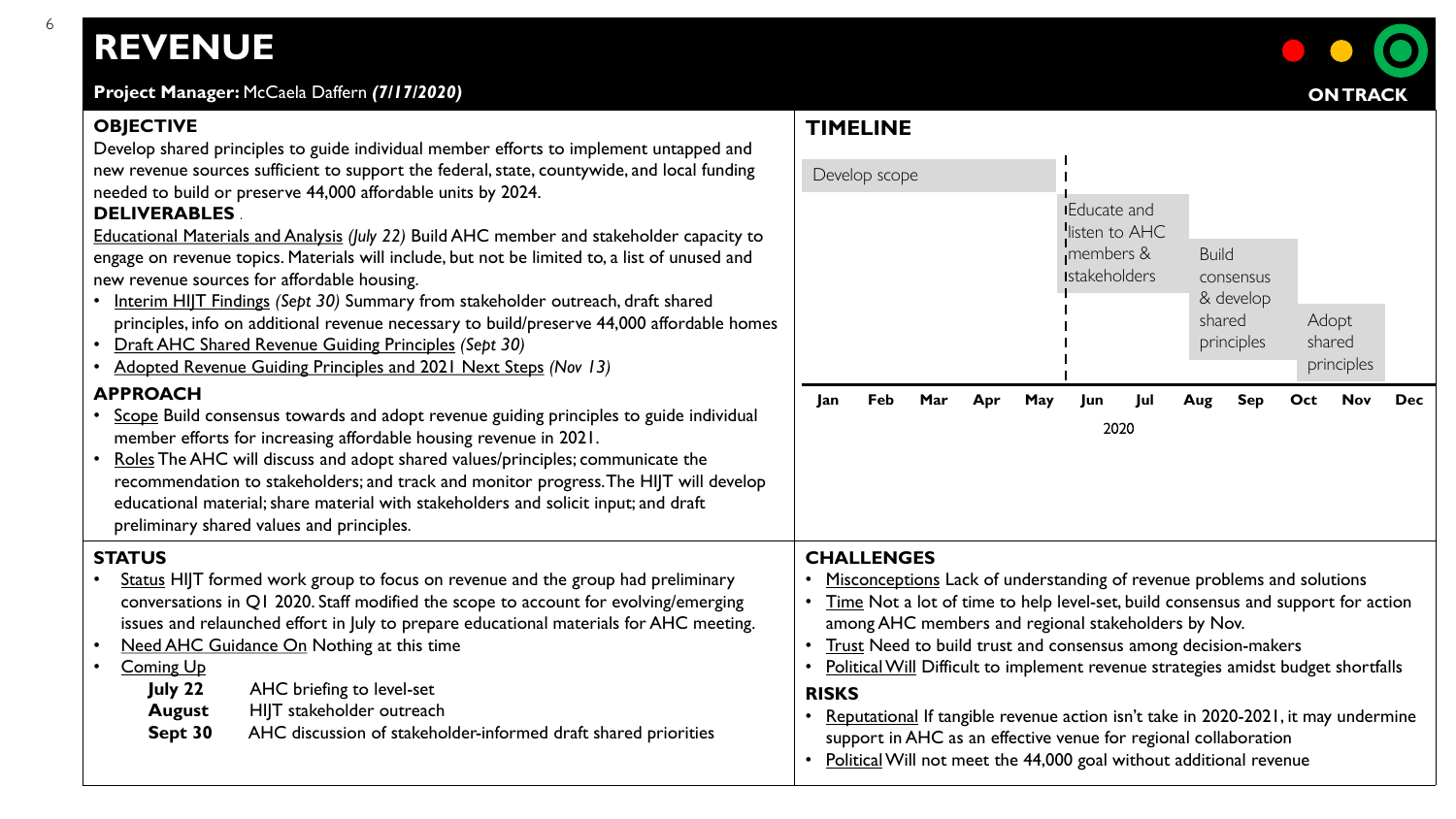# REVENUE

**Project Manager:** McCaela Daffern ***(7/17/2020)***

**ON TRACK**

## OBJECTIVE

Develop shared principles to guide individual member efforts to implement untapped and new revenue sources sufficient to support the federal, state, countywide, and local funding needed to build or preserve 44,000 affordable units by 2024.

## DELIVERABLES

Educational Materials and Analysis *(July 22)* Build AHC member and stakeholder capacity to engage on revenue topics. Materials will include, but not be limited to, a list of unused and new revenue sources for affordable housing.

- Interim HIJT Findings *(Sept 30)* Summary from stakeholder outreach, draft shared principles, info on additional revenue necessary to build/preserve 44,000 affordable homes
- Draft AHC Shared Revenue Guiding Principles *(Sept 30)*
- Adopted Revenue Guiding Principles and 2021 Next Steps *(Nov 13)*

## APPROACH

- Scope Build consensus towards and adopt revenue guiding principles to guide individual member efforts for increasing affordable housing revenue in 2021.
- Roles The AHC will discuss and adopt shared values/principles; communicate the recommendation to stakeholders; and track and monitor progress. The HIJT will develop educational material; share material with stakeholders and solicit input; and draft preliminary shared values and principles.

## TIMELINE

| Phase | Timing (2020) |
| --- | --- |
| Develop scope | Jan – May |
| Educate and listen to AHC members & stakeholders | Jun – Jul |
| Build consensus & develop shared principles | Aug – Sep |
| Adopt shared principles | Oct – Nov |

## STATUS

- Status HIJT formed work group to focus on revenue and the group had preliminary conversations in Q1 2020. Staff modified the scope to account for evolving/emerging issues and relaunched effort in July to prepare educational materials for AHC meeting.
- Need AHC Guidance On Nothing at this time
- Coming Up

| | |
| --- | --- |
| **July 22** | AHC briefing to level-set |
| **August** | HIJT stakeholder outreach |
| **Sept 30** | AHC discussion of stakeholder-informed draft shared priorities |

## CHALLENGES

- Misconceptions Lack of understanding of revenue problems and solutions
- Time Not a lot of time to help level-set, build consensus and support for action among AHC members and regional stakeholders by Nov.
- Trust Need to build trust and consensus among decision-makers
- Political Will Difficult to implement revenue strategies amidst budget shortfalls

## RISKS

- Reputational If tangible revenue action isn't take in 2020-2021, it may undermine support in AHC as an effective venue for regional collaboration
- Political Will not meet the 44,000 goal without additional revenue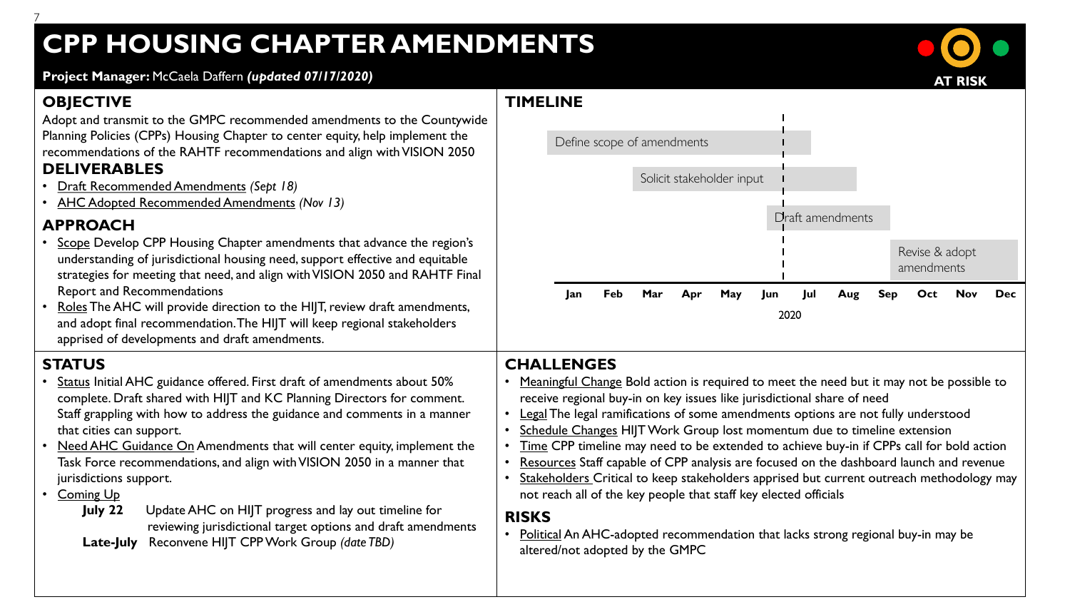# CPP HOUSING CHAPTER AMENDMENTS

**Project Manager:** McCaela Daffern ***(updated 07/17/2020)***

**AT RISK**

## OBJECTIVE

Adopt and transmit to the GMPC recommended amendments to the Countywide Planning Policies (CPPs) Housing Chapter to center equity, help implement the recommendations of the RAHTF recommendations and align with VISION 2050

## DELIVERABLES

- Draft Recommended Amendments *(Sept 18)*
- AHC Adopted Recommended Amendments *(Nov 13)*

## APPROACH

- Scope Develop CPP Housing Chapter amendments that advance the region's understanding of jurisdictional housing need, support effective and equitable strategies for meeting that need, and align with VISION 2050 and RAHTF Final Report and Recommendations
- Roles The AHC will provide direction to the HIJT, review draft amendments, and adopt final recommendation. The HIJT will keep regional stakeholders apprised of developments and draft amendments.

## TIMELINE

| Task | Approximate span (2020) |
| --- | --- |
| Define scope of amendments | Feb – Jul |
| Solicit stakeholder input | Apr – Aug |
| Draft amendments | Jun – Sep |
| Revise & adopt amendments | Sep – Dec |

Jan Feb Mar Apr May Jun Jul Aug Sep Oct Nov Dec

2020

## STATUS

- Status Initial AHC guidance offered. First draft of amendments about 50% complete. Draft shared with HIJT and KC Planning Directors for comment. Staff grappling with how to address the guidance and comments in a manner that cities can support.
- Need AHC Guidance On Amendments that will center equity, implement the Task Force recommendations, and align with VISION 2050 in a manner that jurisdictions support.
- Coming Up
  - **July 22** Update AHC on HIJT progress and lay out timeline for reviewing jurisdictional target options and draft amendments
  - **Late-July** Reconvene HIJT CPP Work Group *(date TBD)*

## CHALLENGES

- Meaningful Change Bold action is required to meet the need but it may not be possible to receive regional buy-in on key issues like jurisdictional share of need
- Legal The legal ramifications of some amendments options are not fully understood
- Schedule Changes HIJT Work Group lost momentum due to timeline extension
- Time CPP timeline may need to be extended to achieve buy-in if CPPs call for bold action
- Resources Staff capable of CPP analysis are focused on the dashboard launch and revenue
- Stakeholders Critical to keep stakeholders apprised but current outreach methodology may not reach all of the key people that staff key elected officials

## RISKS

- Political An AHC-adopted recommendation that lacks strong regional buy-in may be altered/not adopted by the GMPC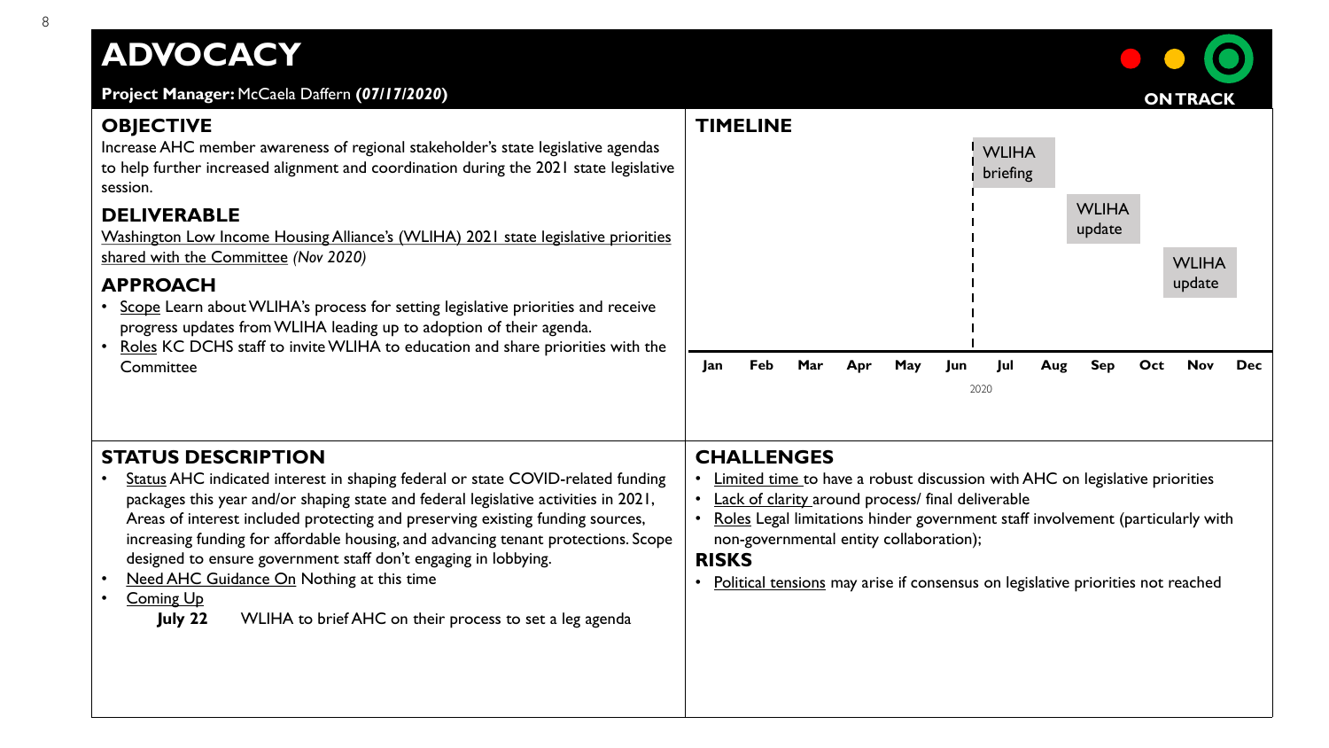# ADVOCACY

**Project Manager:** McCaela Daffern ***(07/17/2020)***

ON TRACK

## OBJECTIVE

Increase AHC member awareness of regional stakeholder's state legislative agendas to help further increased alignment and coordination during the 2021 state legislative session.

## DELIVERABLE

Washington Low Income Housing Alliance's (WLIHA) 2021 state legislative priorities shared with the Committee *(Nov 2020)*

## APPROACH

- Scope Learn about WLIHA's process for setting legislative priorities and receive progress updates from WLIHA leading up to adoption of their agenda.
- Roles KC DCHS staff to invite WLIHA to education and share priorities with the Committee

## TIMELINE

WLIHA briefing

WLIHA update

WLIHA update

Jan Feb Mar Apr May Jun Jul Aug Sep Oct Nov Dec

2020

## STATUS DESCRIPTION

- Status AHC indicated interest in shaping federal or state COVID-related funding packages this year and/or shaping state and federal legislative activities in 2021, Areas of interest included protecting and preserving existing funding sources, increasing funding for affordable housing, and advancing tenant protections. Scope designed to ensure government staff don't engaging in lobbying.
- Need AHC Guidance On Nothing at this time
- Coming Up
  - **July 22** WLIHA to brief AHC on their process to set a leg agenda

## CHALLENGES

- Limited time to have a robust discussion with AHC on legislative priorities
- Lack of clarity around process/ final deliverable
- Roles Legal limitations hinder government staff involvement (particularly with non-governmental entity collaboration);

## RISKS

- Political tensions may arise if consensus on legislative priorities not reached